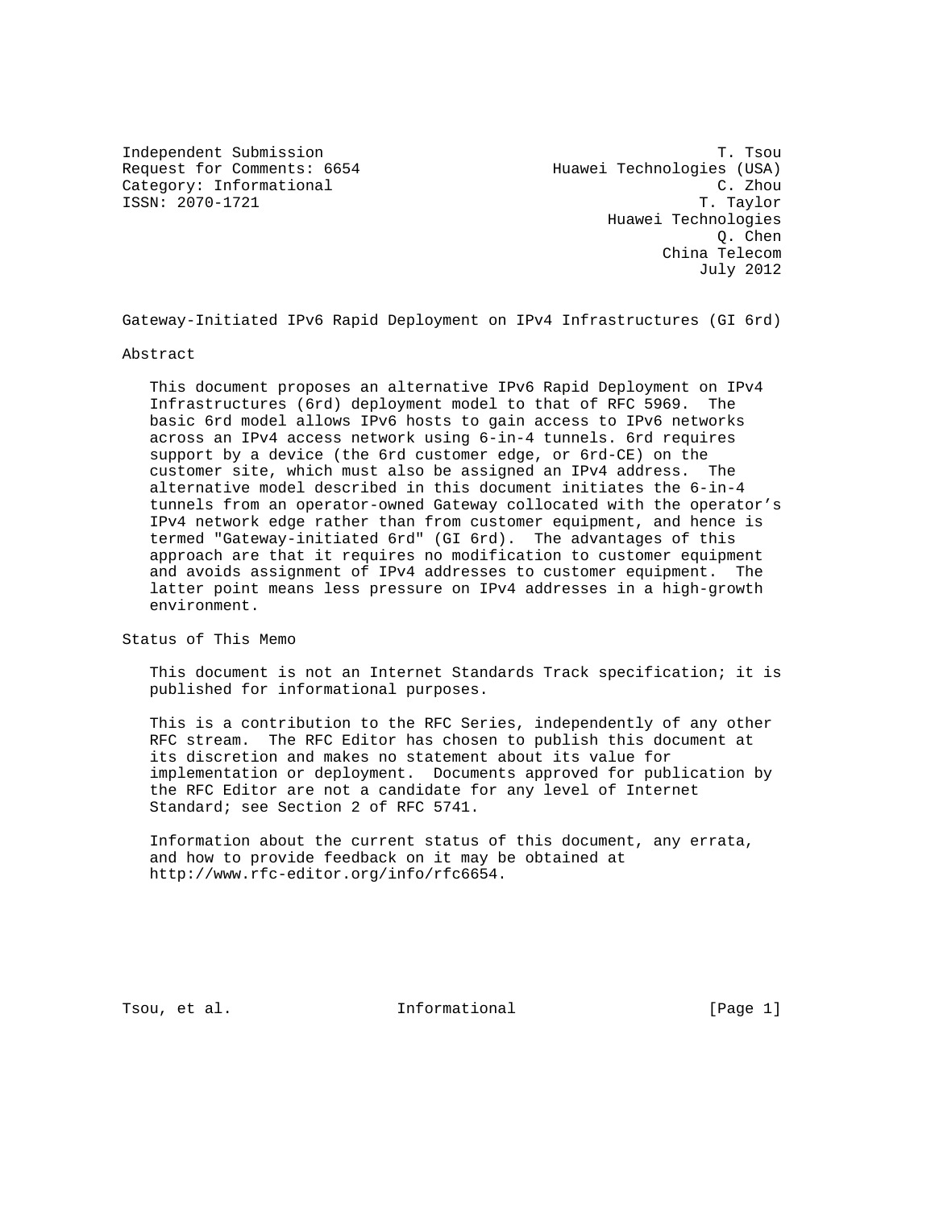Independent Submission T. Tsou
Request for Comments: 6654 Huawei Technologies (USA)
Category: Informational C. Zhou
ISSN: 2070-1721 T. Taylor
Huawei Technologies
Q. Chen
China Telecom
July 2012

# Gateway-Initiated IPv6 Rapid Deployment on IPv4 Infrastructures (GI 6rd)

## Abstract

This document proposes an alternative IPv6 Rapid Deployment on IPv4 Infrastructures (6rd) deployment model to that of RFC 5969. The basic 6rd model allows IPv6 hosts to gain access to IPv6 networks across an IPv4 access network using 6-in-4 tunnels. 6rd requires support by a device (the 6rd customer edge, or 6rd-CE) on the customer site, which must also be assigned an IPv4 address. The alternative model described in this document initiates the 6-in-4 tunnels from an operator-owned Gateway collocated with the operator's IPv4 network edge rather than from customer equipment, and hence is termed "Gateway-initiated 6rd" (GI 6rd). The advantages of this approach are that it requires no modification to customer equipment and avoids assignment of IPv4 addresses to customer equipment. The latter point means less pressure on IPv4 addresses in a high-growth environment.

## Status of This Memo

This document is not an Internet Standards Track specification; it is published for informational purposes.

This is a contribution to the RFC Series, independently of any other RFC stream. The RFC Editor has chosen to publish this document at its discretion and makes no statement about its value for implementation or deployment. Documents approved for publication by the RFC Editor are not a candidate for any level of Internet Standard; see Section 2 of RFC 5741.

Information about the current status of this document, any errata, and how to provide feedback on it may be obtained at http://www.rfc-editor.org/info/rfc6654.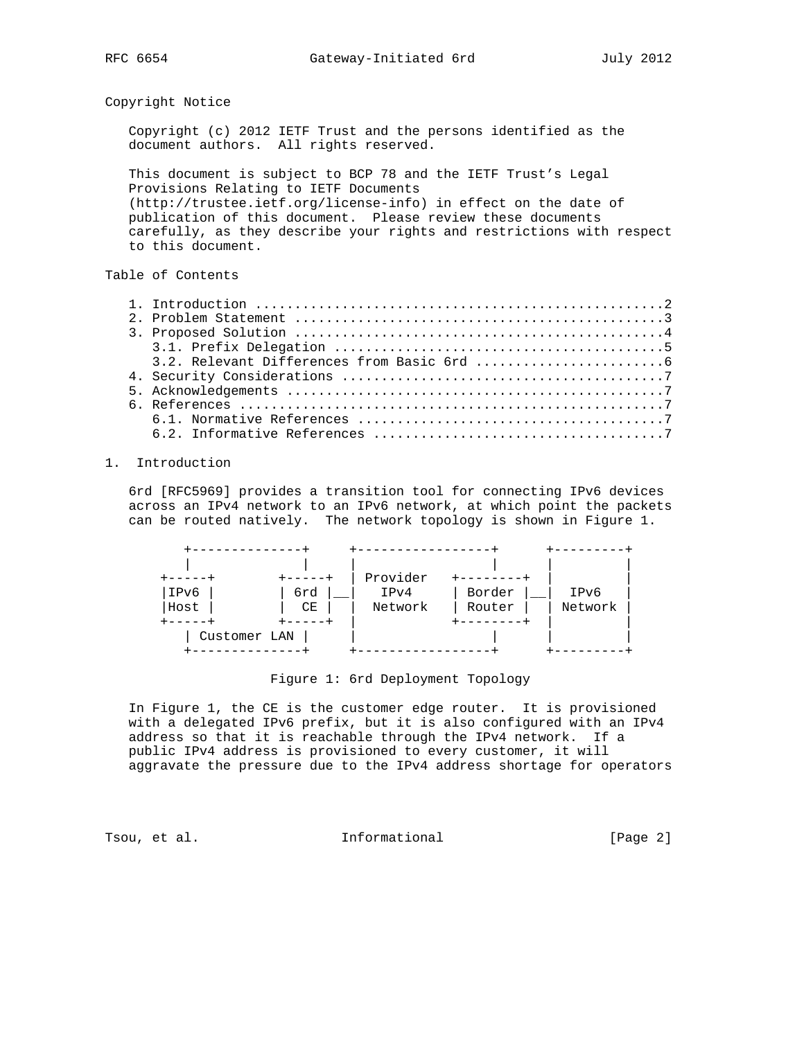## Copyright Notice

Copyright (c) 2012 IETF Trust and the persons identified as the document authors. All rights reserved.

This document is subject to BCP 78 and the IETF Trust's Legal Provisions Relating to IETF Documents (http://trustee.ietf.org/license-info) in effect on the date of publication of this document. Please review these documents carefully, as they describe your rights and restrictions with respect to this document.

## Table of Contents

```
   1. Introduction ....................................................2
   2. Problem Statement ...............................................3
   3. Proposed Solution ...............................................4
      3.1. Prefix Delegation ..........................................5
      3.2. Relevant Differences from Basic 6rd ........................6
   4. Security Considerations .........................................7
   5. Acknowledgements ................................................7
   6. References ......................................................7
      6.1. Normative References .......................................7
      6.2. Informative References .....................................7
```

## 1. Introduction

6rd [RFC5969] provides a transition tool for connecting IPv6 devices across an IPv4 network to an IPv6 network, at which point the packets can be routed natively. The network topology is shown in Figure 1.

```
        +--------------+     +-----------------+      +---------+
        |              |     |                 |      |         |
     +-----+        +-----+  | Provider   +--------+  |         |
     |IPv6 |        | 6rd |__|   IPv4     | Border |__|  IPv6   |
     |Host |        |  CE |  |  Network   | Router |  | Network |
     +-----+        +-----+  |            +--------+  |         |
        | Customer LAN |     |                 |      |         |
        +--------------+     +-----------------+      +---------+
```

Figure 1: 6rd Deployment Topology

In Figure 1, the CE is the customer edge router. It is provisioned with a delegated IPv6 prefix, but it is also configured with an IPv4 address so that it is reachable through the IPv4 network. If a public IPv4 address is provisioned to every customer, it will aggravate the pressure due to the IPv4 address shortage for operators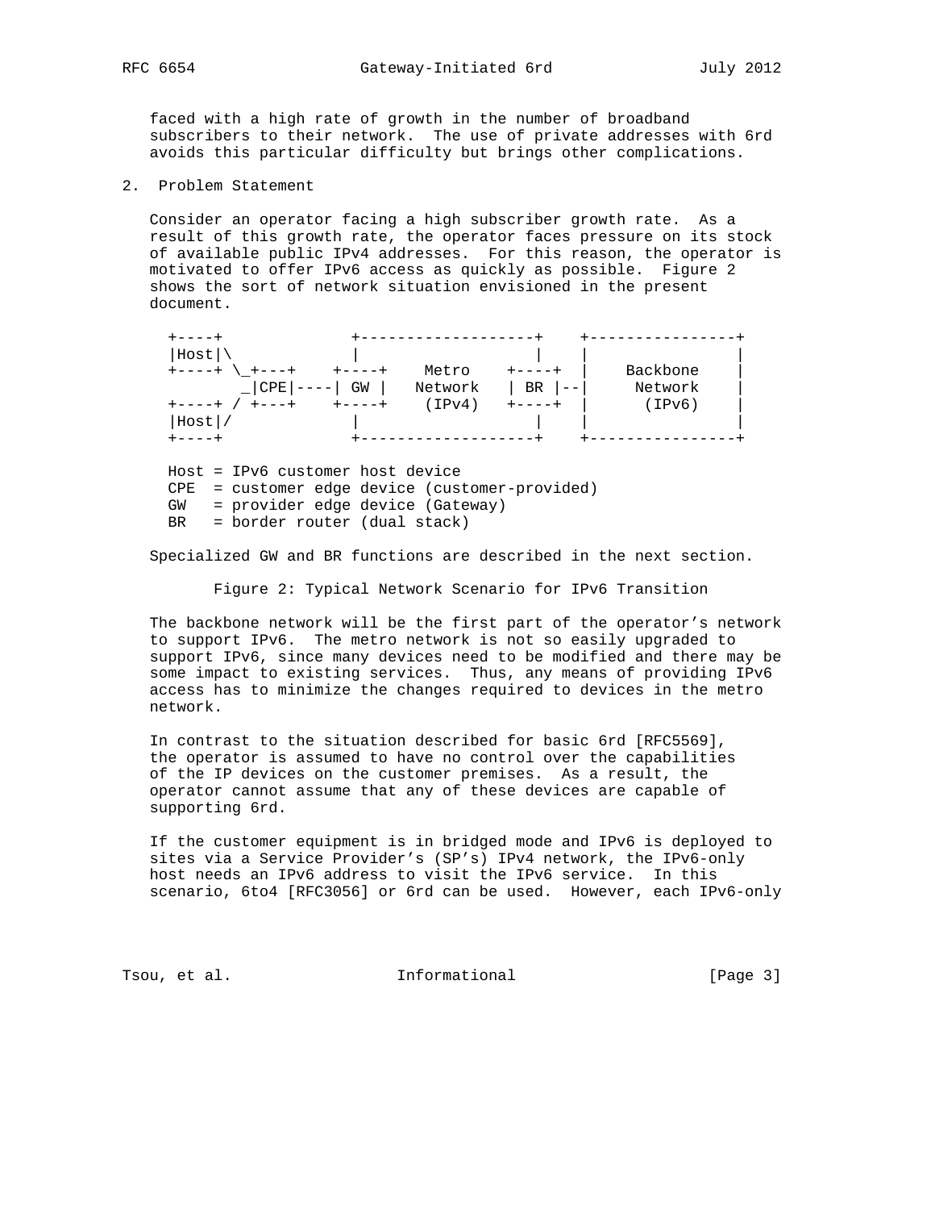faced with a high rate of growth in the number of broadband subscribers to their network. The use of private addresses with 6rd avoids this particular difficulty but brings other complications.

## 2. Problem Statement

Consider an operator facing a high subscriber growth rate. As a result of this growth rate, the operator faces pressure on its stock of available public IPv4 addresses. For this reason, the operator is motivated to offer IPv6 access as quickly as possible. Figure 2 shows the sort of network situation envisioned in the present document.

```
+----+              +-------------------+    +----------------+
|Host|\             |                   |    |                |
+----+ \_+---+    +----+    Metro    +----+  |    Backbone    |
        _|CPE|----| GW |   Network   | BR |--|     Network    |
+----+ / +---+    +----+    (IPv4)   +----+  |     (IPv6)     |
|Host|/             |                   |    |                |
+----+              +-------------------+    +----------------+

Host = IPv6 customer host device
CPE  = customer edge device (customer-provided)
GW   = provider edge device (Gateway)
BR   = border router (dual stack)

Specialized GW and BR functions are described in the next section.
```

Figure 2: Typical Network Scenario for IPv6 Transition

The backbone network will be the first part of the operator's network to support IPv6. The metro network is not so easily upgraded to support IPv6, since many devices need to be modified and there may be some impact to existing services. Thus, any means of providing IPv6 access has to minimize the changes required to devices in the metro network.

In contrast to the situation described for basic 6rd [RFC5569], the operator is assumed to have no control over the capabilities of the IP devices on the customer premises. As a result, the operator cannot assume that any of these devices are capable of supporting 6rd.

If the customer equipment is in bridged mode and IPv6 is deployed to sites via a Service Provider's (SP's) IPv4 network, the IPv6-only host needs an IPv6 address to visit the IPv6 service. In this scenario, 6to4 [RFC3056] or 6rd can be used. However, each IPv6-only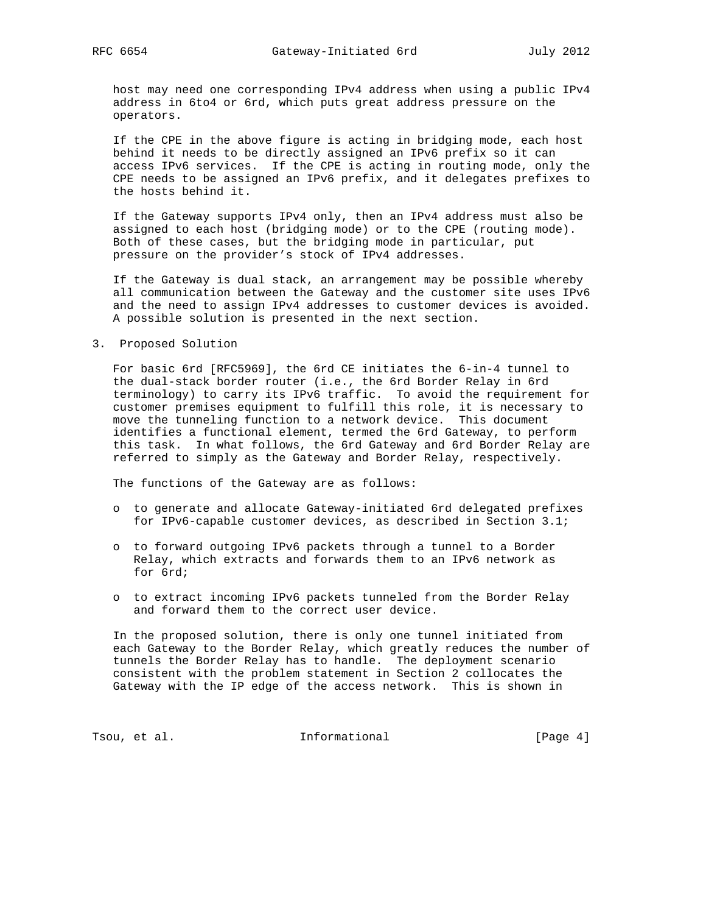host may need one corresponding IPv4 address when using a public IPv4 address in 6to4 or 6rd, which puts great address pressure on the operators.

If the CPE in the above figure is acting in bridging mode, each host behind it needs to be directly assigned an IPv6 prefix so it can access IPv6 services. If the CPE is acting in routing mode, only the CPE needs to be assigned an IPv6 prefix, and it delegates prefixes to the hosts behind it.

If the Gateway supports IPv4 only, then an IPv4 address must also be assigned to each host (bridging mode) or to the CPE (routing mode). Both of these cases, but the bridging mode in particular, put pressure on the provider's stock of IPv4 addresses.

If the Gateway is dual stack, an arrangement may be possible whereby all communication between the Gateway and the customer site uses IPv6 and the need to assign IPv4 addresses to customer devices is avoided. A possible solution is presented in the next section.

## 3. Proposed Solution

For basic 6rd [RFC5969], the 6rd CE initiates the 6-in-4 tunnel to the dual-stack border router (i.e., the 6rd Border Relay in 6rd terminology) to carry its IPv6 traffic. To avoid the requirement for customer premises equipment to fulfill this role, it is necessary to move the tunneling function to a network device. This document identifies a functional element, termed the 6rd Gateway, to perform this task. In what follows, the 6rd Gateway and 6rd Border Relay are referred to simply as the Gateway and Border Relay, respectively.

The functions of the Gateway are as follows:

- to generate and allocate Gateway-initiated 6rd delegated prefixes for IPv6-capable customer devices, as described in Section 3.1;
- to forward outgoing IPv6 packets through a tunnel to a Border Relay, which extracts and forwards them to an IPv6 network as for 6rd;
- to extract incoming IPv6 packets tunneled from the Border Relay and forward them to the correct user device.

In the proposed solution, there is only one tunnel initiated from each Gateway to the Border Relay, which greatly reduces the number of tunnels the Border Relay has to handle. The deployment scenario consistent with the problem statement in Section 2 collocates the Gateway with the IP edge of the access network. This is shown in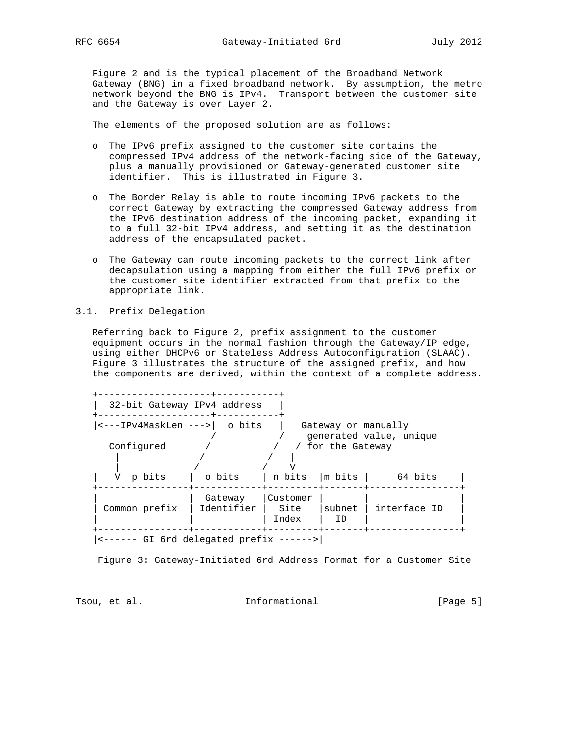Figure 2 and is the typical placement of the Broadband Network Gateway (BNG) in a fixed broadband network. By assumption, the metro network beyond the BNG is IPv4. Transport between the customer site and the Gateway is over Layer 2.

The elements of the proposed solution are as follows:

- The IPv6 prefix assigned to the customer site contains the compressed IPv4 address of the network-facing side of the Gateway, plus a manually provisioned or Gateway-generated customer site identifier. This is illustrated in Figure 3.

- The Border Relay is able to route incoming IPv6 packets to the correct Gateway by extracting the compressed Gateway address from the IPv6 destination address of the incoming packet, expanding it to a full 32-bit IPv4 address, and setting it as the destination address of the encapsulated packet.

- The Gateway can route incoming packets to the correct link after decapsulation using a mapping from either the full IPv6 prefix or the customer site identifier extracted from that prefix to the appropriate link.

## 3.1. Prefix Delegation

Referring back to Figure 2, prefix assignment to the customer equipment occurs in the normal fashion through the Gateway/IP edge, using either DHCPv6 or Stateless Address Autoconfiguration (SLAAC). Figure 3 illustrates the structure of the assigned prefix, and how the components are derived, within the context of a complete address.

```
+--------------------+-----------+
|  32-bit Gateway IPv4 address   |
+--------------------+-----------+
|<---IPv4MaskLen --->|  o bits   |   Gateway or manually
                    /          /    generated value, unique
  Configured       /          /   / for the Gateway
    |             /          /   |
    |            /          /    V
|   V  p bits    |  o bits    | n bits  |m bits |     64 bits    |
+----------------+------------+---------+-------+----------------+
|                |  Gateway   |Customer |       |                |
| Common prefix  | Identifier |  Site   |subnet | interface ID   |
|                |            | Index   |  ID   |                |
+----------------+------------+---------+-------+----------------+
|<------ GI 6rd delegated prefix ------>|
```

Figure 3: Gateway-Initiated 6rd Address Format for a Customer Site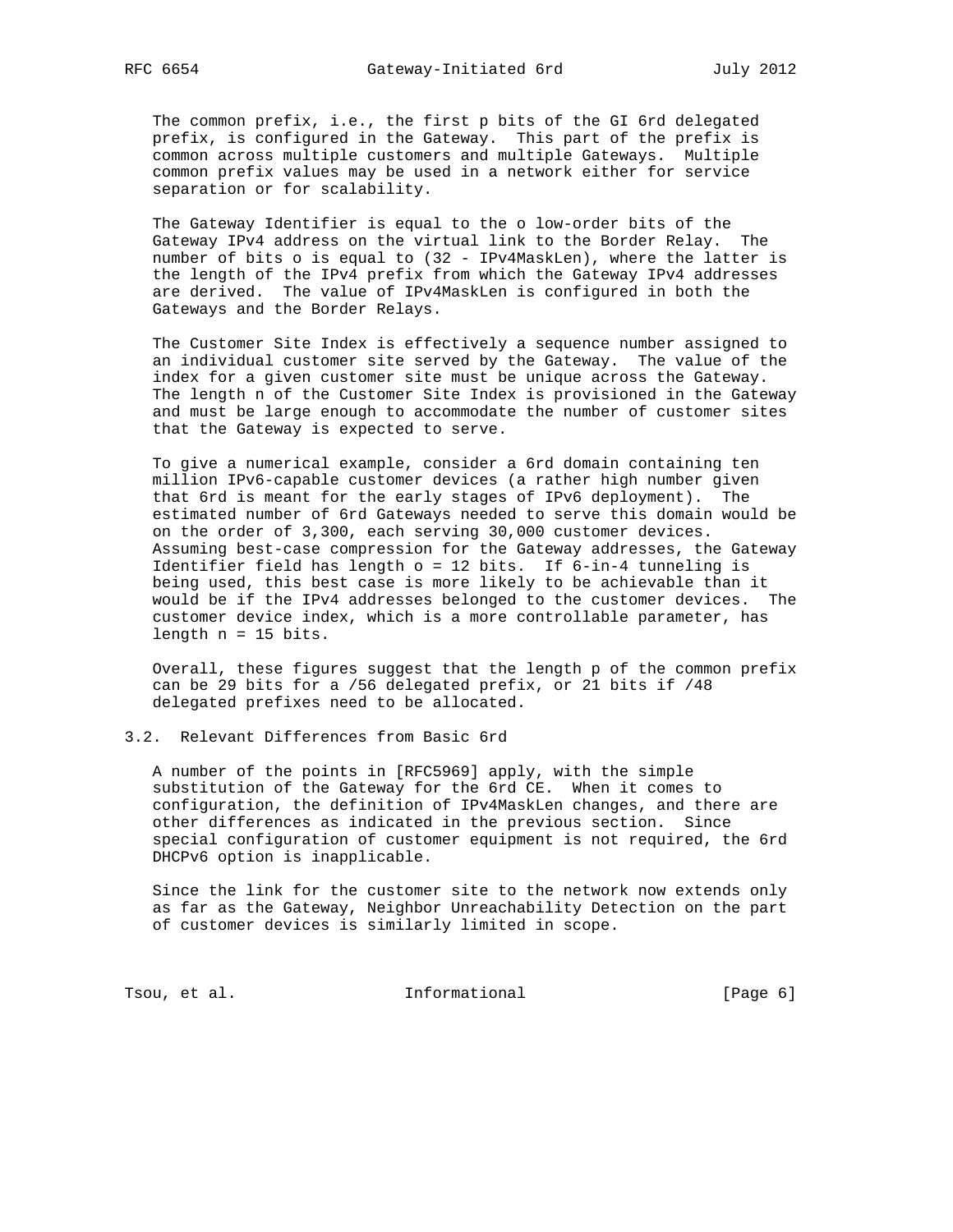The common prefix, i.e., the first p bits of the GI 6rd delegated prefix, is configured in the Gateway. This part of the prefix is common across multiple customers and multiple Gateways. Multiple common prefix values may be used in a network either for service separation or for scalability.

The Gateway Identifier is equal to the o low-order bits of the Gateway IPv4 address on the virtual link to the Border Relay. The number of bits o is equal to (32 - IPv4MaskLen), where the latter is the length of the IPv4 prefix from which the Gateway IPv4 addresses are derived. The value of IPv4MaskLen is configured in both the Gateways and the Border Relays.

The Customer Site Index is effectively a sequence number assigned to an individual customer site served by the Gateway. The value of the index for a given customer site must be unique across the Gateway. The length n of the Customer Site Index is provisioned in the Gateway and must be large enough to accommodate the number of customer sites that the Gateway is expected to serve.

To give a numerical example, consider a 6rd domain containing ten million IPv6-capable customer devices (a rather high number given that 6rd is meant for the early stages of IPv6 deployment). The estimated number of 6rd Gateways needed to serve this domain would be on the order of 3,300, each serving 30,000 customer devices. Assuming best-case compression for the Gateway addresses, the Gateway Identifier field has length o = 12 bits. If 6-in-4 tunneling is being used, this best case is more likely to be achievable than it would be if the IPv4 addresses belonged to the customer devices. The customer device index, which is a more controllable parameter, has length n = 15 bits.

Overall, these figures suggest that the length p of the common prefix can be 29 bits for a /56 delegated prefix, or 21 bits if /48 delegated prefixes need to be allocated.

## 3.2. Relevant Differences from Basic 6rd

A number of the points in [RFC5969] apply, with the simple substitution of the Gateway for the 6rd CE. When it comes to configuration, the definition of IPv4MaskLen changes, and there are other differences as indicated in the previous section. Since special configuration of customer equipment is not required, the 6rd DHCPv6 option is inapplicable.

Since the link for the customer site to the network now extends only as far as the Gateway, Neighbor Unreachability Detection on the part of customer devices is similarly limited in scope.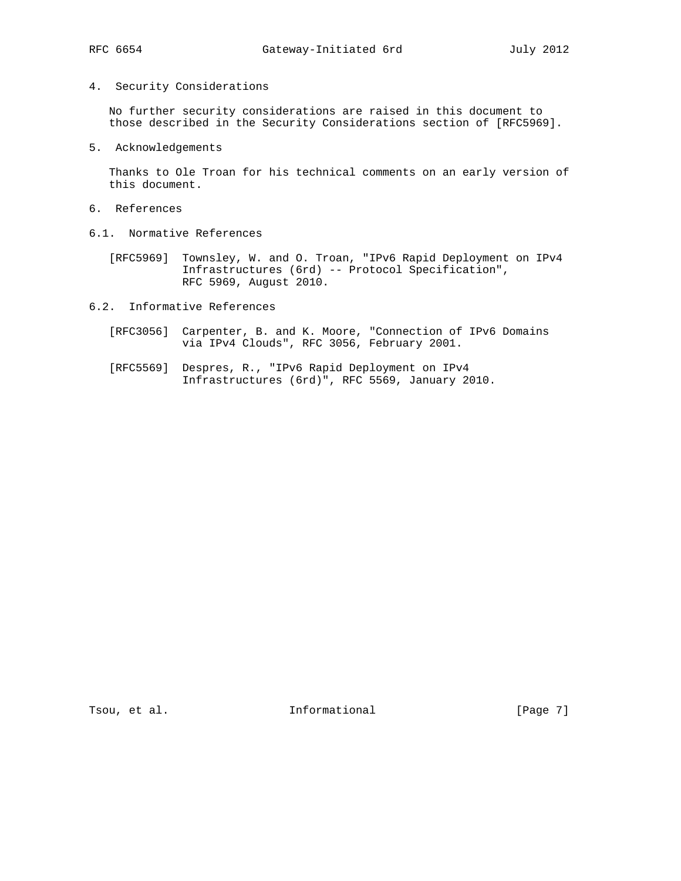## 4. Security Considerations

No further security considerations are raised in this document to those described in the Security Considerations section of [RFC5969].

## 5. Acknowledgements

Thanks to Ole Troan for his technical comments on an early version of this document.

## 6. References

### 6.1. Normative References

[RFC5969] Townsley, W. and O. Troan, "IPv6 Rapid Deployment on IPv4 Infrastructures (6rd) -- Protocol Specification", RFC 5969, August 2010.

### 6.2. Informative References

[RFC3056] Carpenter, B. and K. Moore, "Connection of IPv6 Domains via IPv4 Clouds", RFC 3056, February 2001.

[RFC5569] Despres, R., "IPv6 Rapid Deployment on IPv4 Infrastructures (6rd)", RFC 5569, January 2010.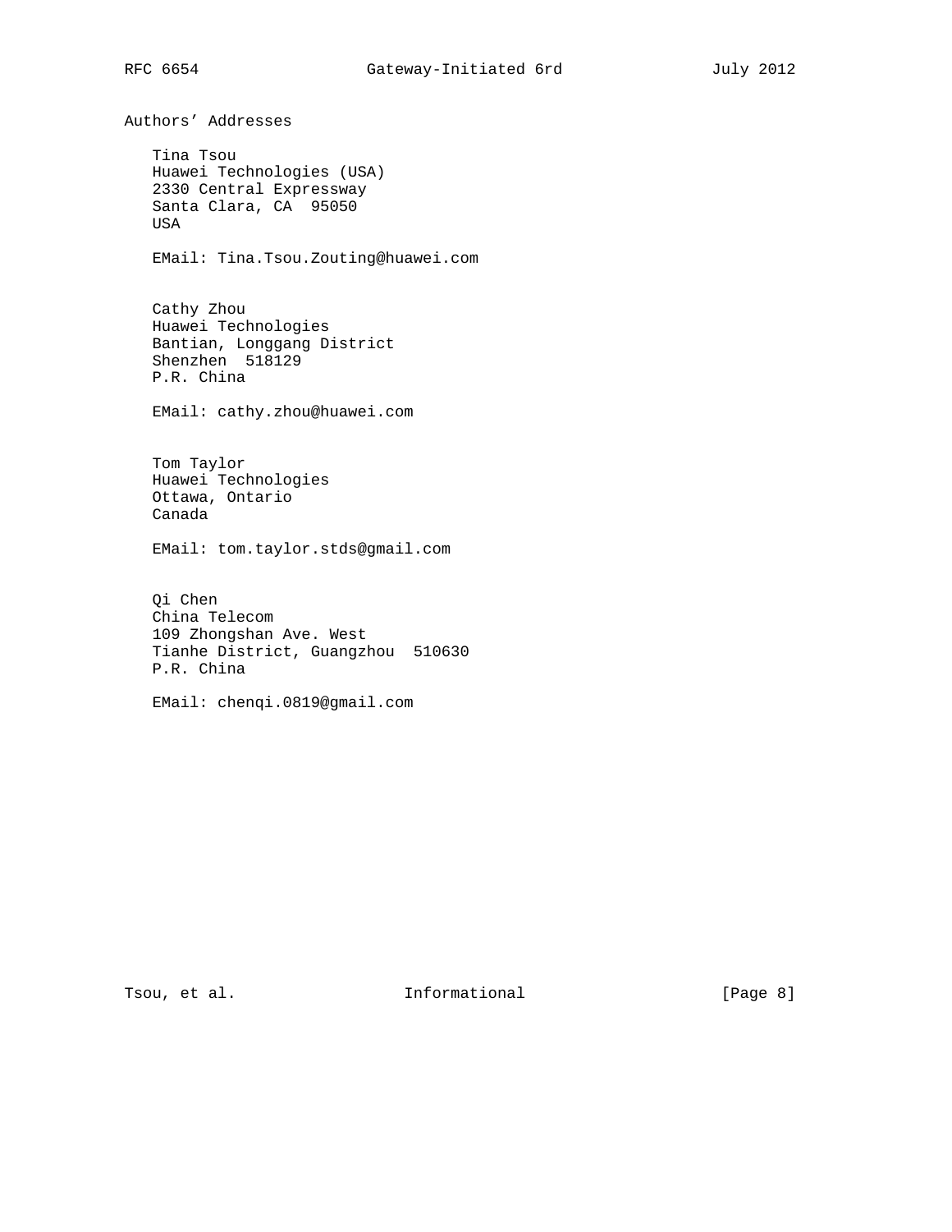## Authors' Addresses

Tina Tsou
Huawei Technologies (USA)
2330 Central Expressway
Santa Clara, CA 95050
USA

EMail: Tina.Tsou.Zouting@huawei.com

Cathy Zhou
Huawei Technologies
Bantian, Longgang District
Shenzhen 518129
P.R. China

EMail: cathy.zhou@huawei.com

Tom Taylor
Huawei Technologies
Ottawa, Ontario
Canada

EMail: tom.taylor.stds@gmail.com

Qi Chen
China Telecom
109 Zhongshan Ave. West
Tianhe District, Guangzhou 510630
P.R. China

EMail: chenqi.0819@gmail.com